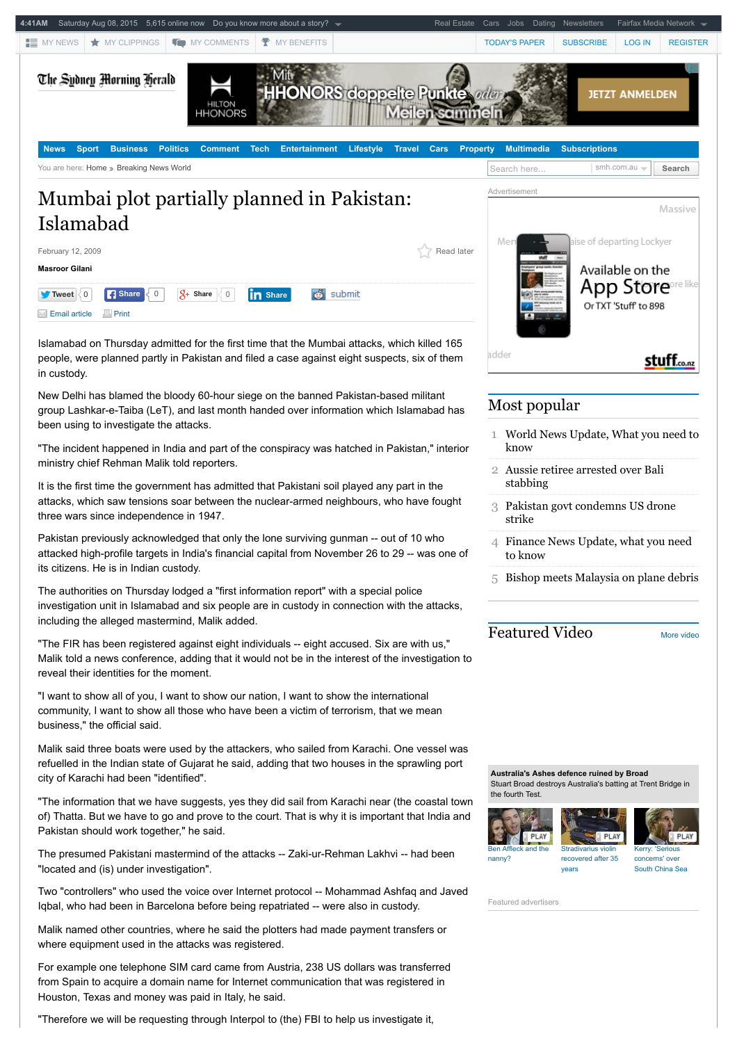# Mumbai plot partially planned in Pakistan: Islamabad

February 12, 2009

**Masroor Gilani**

Islamabad on Thursday admitted for the first time that the Mumbai attacks, which killed 165 people, were planned partly in Pakistan and filed a case against eight suspects, six of them in custody.

New Delhi has blamed the bloody 60-hour siege on the banned Pakistan-based militant group Lashkar-e-Taiba (LeT), and last month handed over information which Islamabad has been using to investigate the attacks.

"The incident happened in India and part of the conspiracy was hatched in Pakistan," interior ministry chief Rehman Malik told reporters.

It is the first time the government has admitted that Pakistani soil played any part in the attacks, which saw tensions soar between the nuclear-armed neighbours, who have fought three wars since independence in 1947.

Pakistan previously acknowledged that only the lone surviving gunman -- out of 10 who attacked high-profile targets in India's financial capital from November 26 to 29 -- was one of its citizens. He is in Indian custody.

The authorities on Thursday lodged a "first information report" with a special police investigation unit in Islamabad and six people are in custody in connection with the attacks, including the alleged mastermind, Malik added.

"The FIR has been registered against eight individuals -- eight accused. Six are with us," Malik told a news conference, adding that it would not be in the interest of the investigation to reveal their identities for the moment.

"I want to show all of you, I want to show our nation, I want to show the international community, I want to show all those who have been a victim of terrorism, that we mean business," the official said.

Malik said three boats were used by the attackers, who sailed from Karachi. One vessel was refuelled in the Indian state of Gujarat he said, adding that two houses in the sprawling port city of Karachi had been "identified".

"The information that we have suggests, yes they did sail from Karachi near (the coastal town of) Thatta. But we have to go and prove to the court. That is why it is important that India and Pakistan should work together," he said.

The presumed Pakistani mastermind of the attacks -- Zaki-ur-Rehman Lakhvi -- had been "located and (is) under investigation".

Two "controllers" who used the voice over Internet protocol -- Mohammad Ashfaq and Javed Iqbal, who had been in Barcelona before being repatriated -- were also in custody.

Malik named other countries, where he said the plotters had made payment transfers or where equipment used in the attacks was registered.

For example one telephone SIM card came from Austria, 238 US dollars was transferred from Spain to acquire a domain name for Internet communication that was registered in Houston, Texas and money was paid in Italy, he said.

"Therefore we will be requesting through Interpol to (the) FBI to help us investigate it,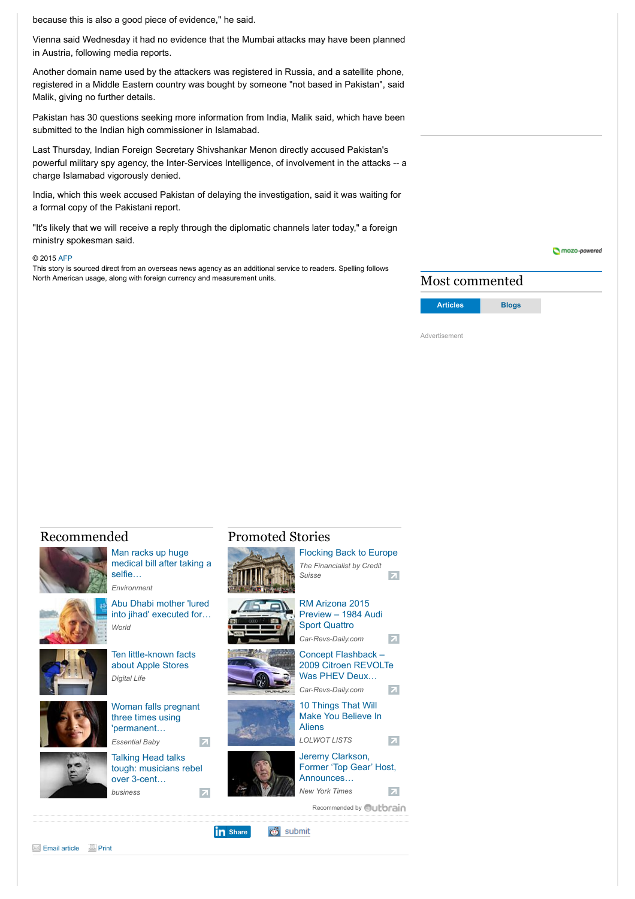because this is also a good piece of evidence," he said.

Vienna said Wednesday it had no evidence that the Mumbai attacks may have been planned in Austria, following media reports.

Another domain name used by the attackers was registered in Russia, and a satellite phone, registered in a Middle Eastern country was bought by someone "not based in Pakistan", said Malik, giving no further details.

Pakistan has 30 questions seeking more information from India, Malik said, which have been submitted to the Indian high commissioner in Islamabad.

Last Thursday, Indian Foreign Secretary Shivshankar Menon directly accused Pakistan's powerful military spy agency, the Inter-Services Intelligence, of involvement in the attacks -- a charge Islamabad vigorously denied.

India, which this week accused Pakistan of delaying the investigation, said it was waiting for a formal copy of the Pakistani report.

"It's likely that we will receive a reply through the diplomatic channels later today," a foreign ministry spokesman said.

© 2015 AFP

This story is sourced direct from an overseas news agency as an additional service to readers. Spelling follows North American usage, along with foreign currency and measurement units.

## Most commented

Articles | Blogs

Advertisement

## Recommended

- Man racks up huge medical bill after taking a selfie… — *Environment*
- Abu Dhabi mother 'lured into jihad' executed for… — *World*
- Ten little-known facts about Apple Stores — *Digital Life*
- Woman falls pregnant three times using 'permanent… — *Essential Baby*
- Talking Head talks tough: musicians rebel over 3-cent… — *business*

## Promoted Stories

- Flocking Back to Europe — *The Financialist by Credit Suisse*
- RM Arizona 2015 Preview – 1984 Audi Sport Quattro — *Car-Revs-Daily.com*
- Concept Flashback – 2009 Citroen REVOLTe Was PHEV Deux… — *Car-Revs-Daily.com*
- 10 Things That Will Make You Believe In Aliens — *LOLWOT LISTS*
- Jeremy Clarkson, Former 'Top Gear' Host, Announces… — *New York Times*

Recommended by Outbrain

Share | submit

Email article | Print